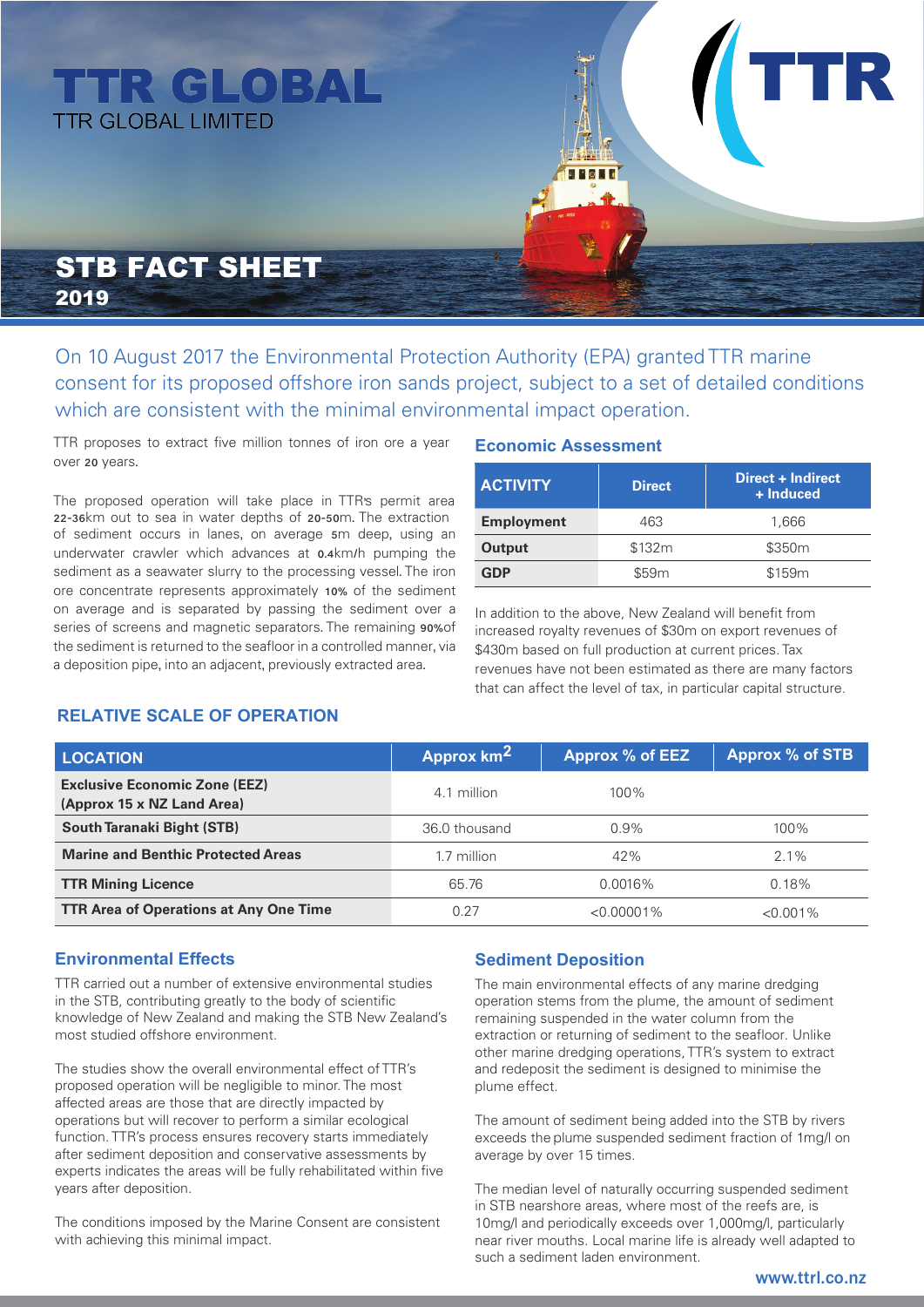# TTR GLOBAL

TTR GLOBAL LIMITED

TTR

## STB FACT SHEET

**2019**

On 10 August 2017 the Environmental Protection Authority (EPA) granted TTR marine consent for its proposed offshore iron sands project, subject to a set of detailed conditions which are consistent with the minimal environmental impact operation.

TTR proposes to extract five million tonnes of iron ore a year over 20 years.

The proposed operation will take place in TTR's permit area 22-36km out to sea in water depths of 20-50m. The extraction of sediment occurs in lanes, on average 5m deep, using an underwater crawler which advances at 0.4km/h pumping the sediment as a seawater slurry to the processing vessel. The iron ore concentrate represents approximately 10% of the sediment on average and is separated by passing the sediment over a series of screens and magnetic separators. The remaining 90%of the sediment is returned to the seafloor in a controlled manner, via a deposition pipe, into an adjacent, previously extracted area.

### Economic Assessment

| ACTIVITY | Direct | Direct + Indirect + Induced |
|---|---|---|
| **Employment** | 463 | 1,666 |
| **Output** | $132m | $350m |
| **GDP** | $59m | $159m |

In addition to the above, New Zealand will benefit from increased royalty revenues of $30m on export revenues of $430m based on full production at current prices. Tax revenues have not been estimated as there are many factors that can affect the level of tax, in particular capital structure.

### RELATIVE SCALE OF OPERATION

| LOCATION | Approx km$^2$ | Approx % of EEZ | Approx % of STB |
|---|---|---|---|
| **Exclusive Economic Zone (EEZ) (Approx 15 x NZ Land Area)** | 4.1 million | 100% | |
| **South Taranaki Bight (STB)** | 36.0 thousand | 0.9% | 100% |
| **Marine and Benthic Protected Areas** | 1.7 million | 42% | 2.1% |
| **TTR Mining Licence** | 65.76 | 0.0016% | 0.18% |
| **TTR Area of Operations at Any One Time** | 0.27 | <0.00001% | <0.001% |

### Environmental Effects

TTR carried out a number of extensive environmental studies in the STB, contributing greatly to the body of scientific knowledge of New Zealand and making the STB New Zealand's most studied offshore environment.

The studies show the overall environmental effect of TTR's proposed operation will be negligible to minor. The most affected areas are those that are directly impacted by operations but will recover to perform a similar ecological function. TTR's process ensures recovery starts immediately after sediment deposition and conservative assessments by experts indicates the areas will be fully rehabilitated within five years after deposition.

The conditions imposed by the Marine Consent are consistent with achieving this minimal impact.

### Sediment Deposition

The main environmental effects of any marine dredging operation stems from the plume, the amount of sediment remaining suspended in the water column from the extraction or returning of sediment to the seafloor. Unlike other marine dredging operations, TTR's system to extract and redeposit the sediment is designed to minimise the plume effect.

The amount of sediment being added into the STB by rivers exceeds the plume suspended sediment fraction of 1mg/l on average by over 15 times.

The median level of naturally occurring suspended sediment in STB nearshore areas, where most of the reefs are, is 10mg/l and periodically exceeds over 1,000mg/l, particularly near river mouths. Local marine life is already well adapted to such a sediment laden environment.

www.ttrl.co.nz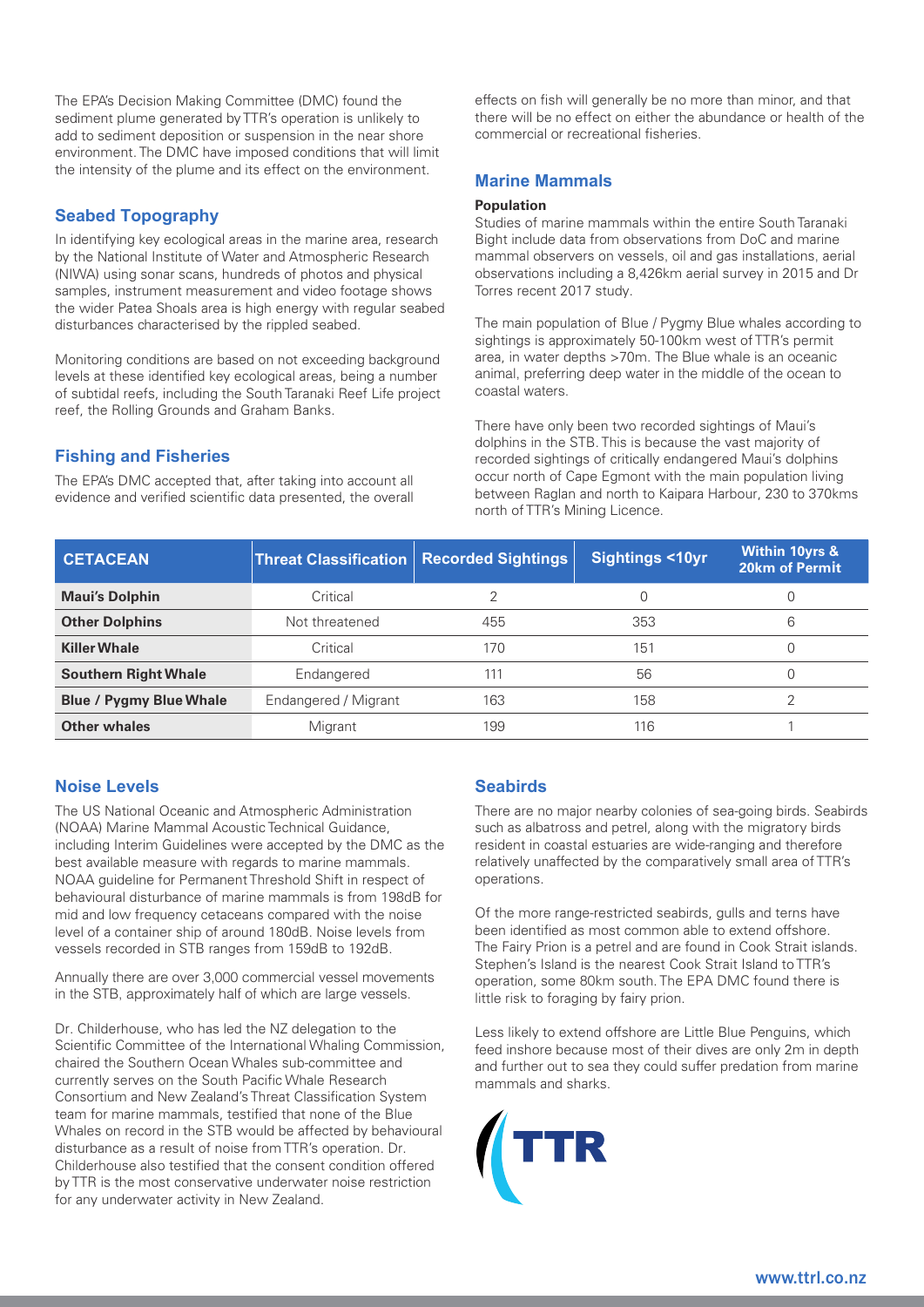The EPA's Decision Making Committee (DMC) found the sediment plume generated by TTR's operation is unlikely to add to sediment deposition or suspension in the near shore environment. The DMC have imposed conditions that will limit the intensity of the plume and its effect on the environment.

## Seabed Topography

In identifying key ecological areas in the marine area, research by the National Institute of Water and Atmospheric Research (NIWA) using sonar scans, hundreds of photos and physical samples, instrument measurement and video footage shows the wider Patea Shoals area is high energy with regular seabed disturbances characterised by the rippled seabed.

Monitoring conditions are based on not exceeding background levels at these identified key ecological areas, being a number of subtidal reefs, including the South Taranaki Reef Life project reef, the Rolling Grounds and Graham Banks.

## Fishing and Fisheries

The EPA's DMC accepted that, after taking into account all evidence and verified scientific data presented, the overall effects on fish will generally be no more than minor, and that there will be no effect on either the abundance or health of the commercial or recreational fisheries.

## Marine Mammals

**Population**

Studies of marine mammals within the entire South Taranaki Bight include data from observations from DoC and marine mammal observers on vessels, oil and gas installations, aerial observations including a 8,426km aerial survey in 2015 and Dr Torres recent 2017 study.

The main population of Blue / Pygmy Blue whales according to sightings is approximately 50-100km west of TTR's permit area, in water depths >70m. The Blue whale is an oceanic animal, preferring deep water in the middle of the ocean to coastal waters.

There have only been two recorded sightings of Maui's dolphins in the STB. This is because the vast majority of recorded sightings of critically endangered Maui's dolphins occur north of Cape Egmont with the main population living between Raglan and north to Kaipara Harbour, 230 to 370kms north of TTR's Mining Licence.

| CETACEAN | Threat Classification | Recorded Sightings | Sightings <10yr | Within 10yrs & 20km of Permit |
|---|---|---|---|---|
| **Maui's Dolphin** | Critical | 2 | 0 | 0 |
| **Other Dolphins** | Not threatened | 455 | 353 | 6 |
| **Killer Whale** | Critical | 170 | 151 | 0 |
| **Southern Right Whale** | Endangered | 111 | 56 | 0 |
| **Blue / Pygmy Blue Whale** | Endangered / Migrant | 163 | 158 | 2 |
| **Other whales** | Migrant | 199 | 116 | 1 |

## Noise Levels

The US National Oceanic and Atmospheric Administration (NOAA) Marine Mammal Acoustic Technical Guidance, including Interim Guidelines were accepted by the DMC as the best available measure with regards to marine mammals. NOAA guideline for Permanent Threshold Shift in respect of behavioural disturbance of marine mammals is from 198dB for mid and low frequency cetaceans compared with the noise level of a container ship of around 180dB. Noise levels from vessels recorded in STB ranges from 159dB to 192dB.

Annually there are over 3,000 commercial vessel movements in the STB, approximately half of which are large vessels.

Dr. Childerhouse, who has led the NZ delegation to the Scientific Committee of the International Whaling Commission, chaired the Southern Ocean Whales sub-committee and currently serves on the South Pacific Whale Research Consortium and New Zealand's Threat Classification System team for marine mammals, testified that none of the Blue Whales on record in the STB would be affected by behavioural disturbance as a result of noise from TTR's operation. Dr. Childerhouse also testified that the consent condition offered by TTR is the most conservative underwater noise restriction for any underwater activity in New Zealand.

## Seabirds

There are no major nearby colonies of sea-going birds. Seabirds such as albatross and petrel, along with the migratory birds resident in coastal estuaries are wide-ranging and therefore relatively unaffected by the comparatively small area of TTR's operations.

Of the more range-restricted seabirds, gulls and terns have been identified as most common able to extend offshore. The Fairy Prion is a petrel and are found in Cook Strait islands. Stephen's Island is the nearest Cook Strait Island to TTR's operation, some 80km south. The EPA DMC found there is little risk to foraging by fairy prion.

Less likely to extend offshore are Little Blue Penguins, which feed inshore because most of their dives are only 2m in depth and further out to sea they could suffer predation from marine mammals and sharks.

TTR

www.ttrl.co.nz